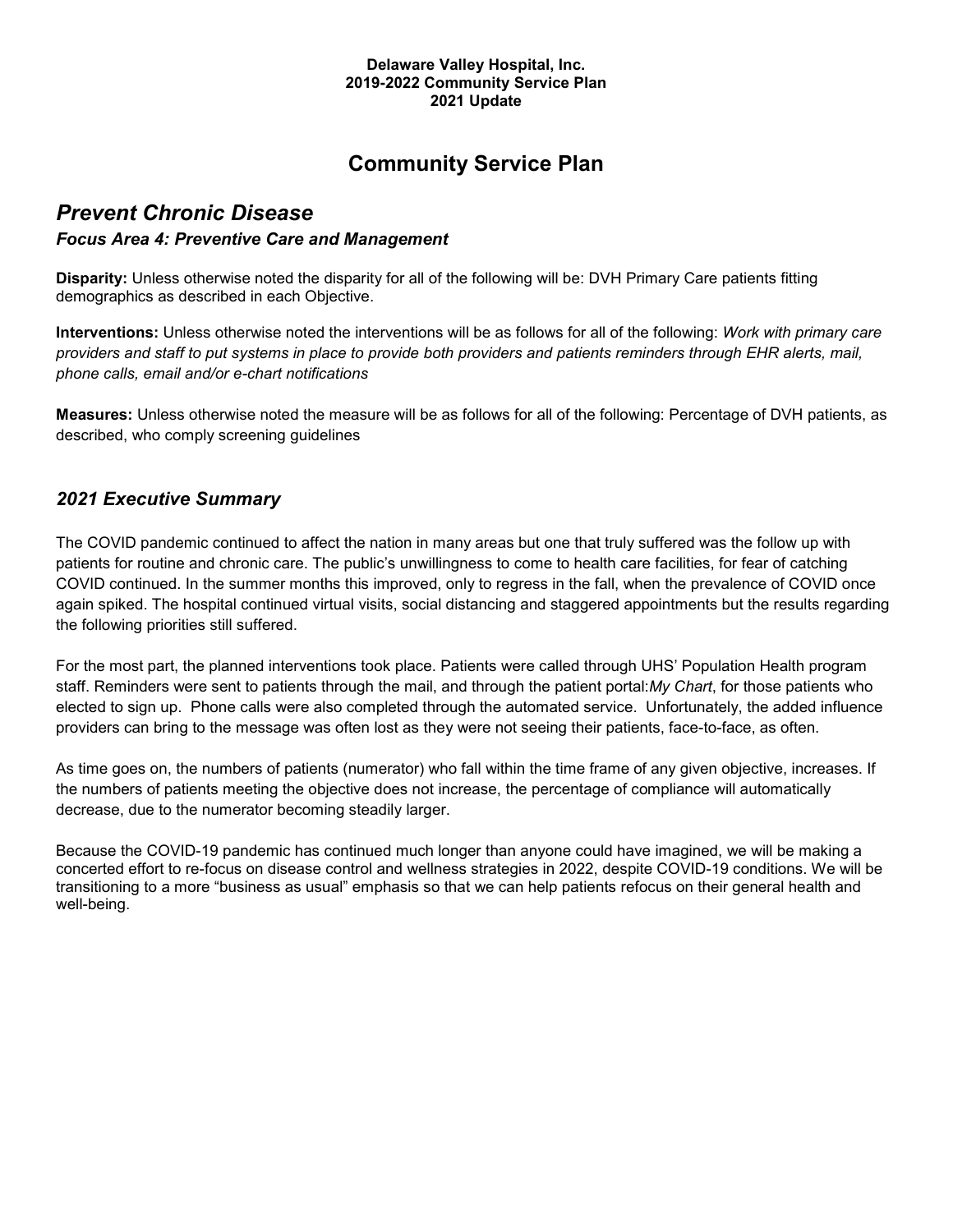**Delaware Valley Hospital, Inc.**
**2019-2022 Community Service Plan**
**2021 Update**

# Community Service Plan

## *Prevent Chronic Disease*

### *Focus Area 4: Preventive Care and Management*

**Disparity:** Unless otherwise noted the disparity for all of the following will be: DVH Primary Care patients fitting demographics as described in each Objective.

**Interventions:** Unless otherwise noted the interventions will be as follows for all of the following: *Work with primary care providers and staff to put systems in place to provide both providers and patients reminders through EHR alerts, mail, phone calls, email and/or e-chart notifications*

**Measures:** Unless otherwise noted the measure will be as follows for all of the following: Percentage of DVH patients, as described, who comply screening guidelines

## *2021 Executive Summary*

The COVID pandemic continued to affect the nation in many areas but one that truly suffered was the follow up with patients for routine and chronic care. The public's unwillingness to come to health care facilities, for fear of catching COVID continued. In the summer months this improved, only to regress in the fall, when the prevalence of COVID once again spiked. The hospital continued virtual visits, social distancing and staggered appointments but the results regarding the following priorities still suffered.

For the most part, the planned interventions took place. Patients were called through UHS' Population Health program staff. Reminders were sent to patients through the mail, and through the patient portal:*My Chart*, for those patients who elected to sign up. Phone calls were also completed through the automated service. Unfortunately, the added influence providers can bring to the message was often lost as they were not seeing their patients, face-to-face, as often.

As time goes on, the numbers of patients (numerator) who fall within the time frame of any given objective, increases. If the numbers of patients meeting the objective does not increase, the percentage of compliance will automatically decrease, due to the numerator becoming steadily larger.

Because the COVID-19 pandemic has continued much longer than anyone could have imagined, we will be making a concerted effort to re-focus on disease control and wellness strategies in 2022, despite COVID-19 conditions. We will be transitioning to a more "business as usual" emphasis so that we can help patients refocus on their general health and well-being.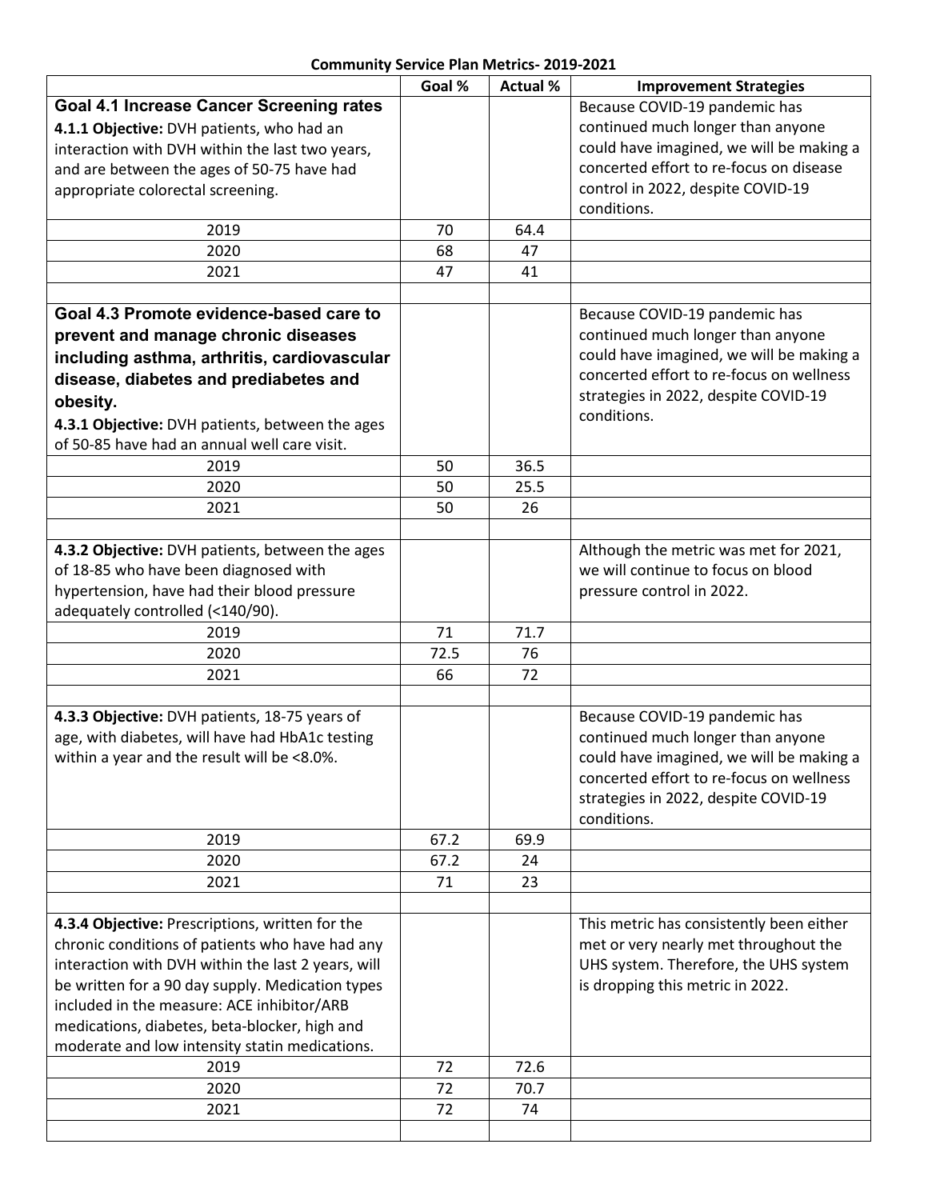**Community Service Plan Metrics- 2019-2021**

| | Goal % | Actual % | Improvement Strategies |
|---|---|---|---|
| **Goal 4.1 Increase Cancer Screening rates**<br>**4.1.1 Objective:** DVH patients, who had an interaction with DVH within the last two years, and are between the ages of 50-75 have had appropriate colorectal screening. | | | Because COVID-19 pandemic has continued much longer than anyone could have imagined, we will be making a concerted effort to re-focus on disease control in 2022, despite COVID-19 conditions. |
| 2019 | 70 | 64.4 | |
| 2020 | 68 | 47 | |
| 2021 | 47 | 41 | |
| | | | |
| **Goal 4.3 Promote evidence-based care to prevent and manage chronic diseases including asthma, arthritis, cardiovascular disease, diabetes and prediabetes and obesity.**<br>**4.3.1 Objective:** DVH patients, between the ages of 50-85 have had an annual well care visit. | | | Because COVID-19 pandemic has continued much longer than anyone could have imagined, we will be making a concerted effort to re-focus on wellness strategies in 2022, despite COVID-19 conditions. |
| 2019 | 50 | 36.5 | |
| 2020 | 50 | 25.5 | |
| 2021 | 50 | 26 | |
| | | | |
| **4.3.2 Objective:** DVH patients, between the ages of 18-85 who have been diagnosed with hypertension, have had their blood pressure adequately controlled (<140/90). | | | Although the metric was met for 2021, we will continue to focus on blood pressure control in 2022. |
| 2019 | 71 | 71.7 | |
| 2020 | 72.5 | 76 | |
| 2021 | 66 | 72 | |
| | | | |
| **4.3.3 Objective:** DVH patients, 18-75 years of age, with diabetes, will have had HbA1c testing within a year and the result will be <8.0%. | | | Because COVID-19 pandemic has continued much longer than anyone could have imagined, we will be making a concerted effort to re-focus on wellness strategies in 2022, despite COVID-19 conditions. |
| 2019 | 67.2 | 69.9 | |
| 2020 | 67.2 | 24 | |
| 2021 | 71 | 23 | |
| | | | |
| **4.3.4 Objective:** Prescriptions, written for the chronic conditions of patients who have had any interaction with DVH within the last 2 years, will be written for a 90 day supply. Medication types included in the measure: ACE inhibitor/ARB medications, diabetes, beta-blocker, high and moderate and low intensity statin medications. | | | This metric has consistently been either met or very nearly met throughout the UHS system. Therefore, the UHS system is dropping this metric in 2022. |
| 2019 | 72 | 72.6 | |
| 2020 | 72 | 70.7 | |
| 2021 | 72 | 74 | |
| | | | |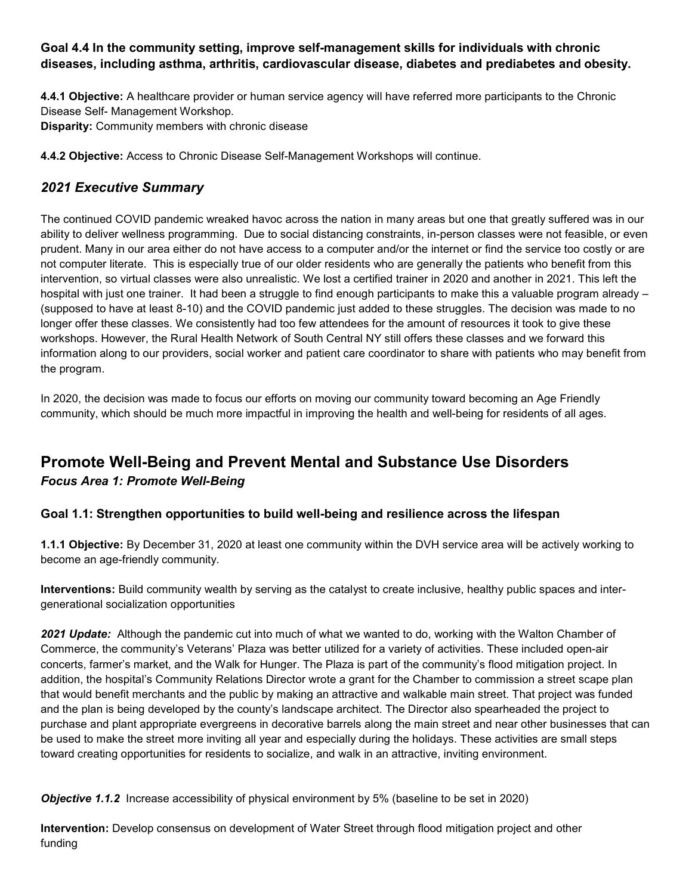**Goal 4.4 In the community setting, improve self-management skills for individuals with chronic diseases, including asthma, arthritis, cardiovascular disease, diabetes and prediabetes and obesity.**

**4.4.1 Objective:** A healthcare provider or human service agency will have referred more participants to the Chronic Disease Self- Management Workshop.
**Disparity:** Community members with chronic disease

**4.4.2 Objective:** Access to Chronic Disease Self-Management Workshops will continue.

### *2021 Executive Summary*

The continued COVID pandemic wreaked havoc across the nation in many areas but one that greatly suffered was in our ability to deliver wellness programming. Due to social distancing constraints, in-person classes were not feasible, or even prudent. Many in our area either do not have access to a computer and/or the internet or find the service too costly or are not computer literate. This is especially true of our older residents who are generally the patients who benefit from this intervention, so virtual classes were also unrealistic. We lost a certified trainer in 2020 and another in 2021. This left the hospital with just one trainer. It had been a struggle to find enough participants to make this a valuable program already – (supposed to have at least 8-10) and the COVID pandemic just added to these struggles. The decision was made to no longer offer these classes. We consistently had too few attendees for the amount of resources it took to give these workshops. However, the Rural Health Network of South Central NY still offers these classes and we forward this information along to our providers, social worker and patient care coordinator to share with patients who may benefit from the program.

In 2020, the decision was made to focus our efforts on moving our community toward becoming an Age Friendly community, which should be much more impactful in improving the health and well-being for residents of all ages.

## Promote Well-Being and Prevent Mental and Substance Use Disorders

### *Focus Area 1: Promote Well-Being*

**Goal 1.1: Strengthen opportunities to build well-being and resilience across the lifespan**

**1.1.1 Objective:** By December 31, 2020 at least one community within the DVH service area will be actively working to become an age-friendly community.

**Interventions:** Build community wealth by serving as the catalyst to create inclusive, healthy public spaces and inter-generational socialization opportunities

***2021 Update:*** Although the pandemic cut into much of what we wanted to do, working with the Walton Chamber of Commerce, the community's Veterans' Plaza was better utilized for a variety of activities. These included open-air concerts, farmer's market, and the Walk for Hunger. The Plaza is part of the community's flood mitigation project. In addition, the hospital's Community Relations Director wrote a grant for the Chamber to commission a street scape plan that would benefit merchants and the public by making an attractive and walkable main street. That project was funded and the plan is being developed by the county's landscape architect. The Director also spearheaded the project to purchase and plant appropriate evergreens in decorative barrels along the main street and near other businesses that can be used to make the street more inviting all year and especially during the holidays. These activities are small steps toward creating opportunities for residents to socialize, and walk in an attractive, inviting environment.

***Objective 1.1.2*** Increase accessibility of physical environment by 5% (baseline to be set in 2020)

**Intervention:** Develop consensus on development of Water Street through flood mitigation project and other funding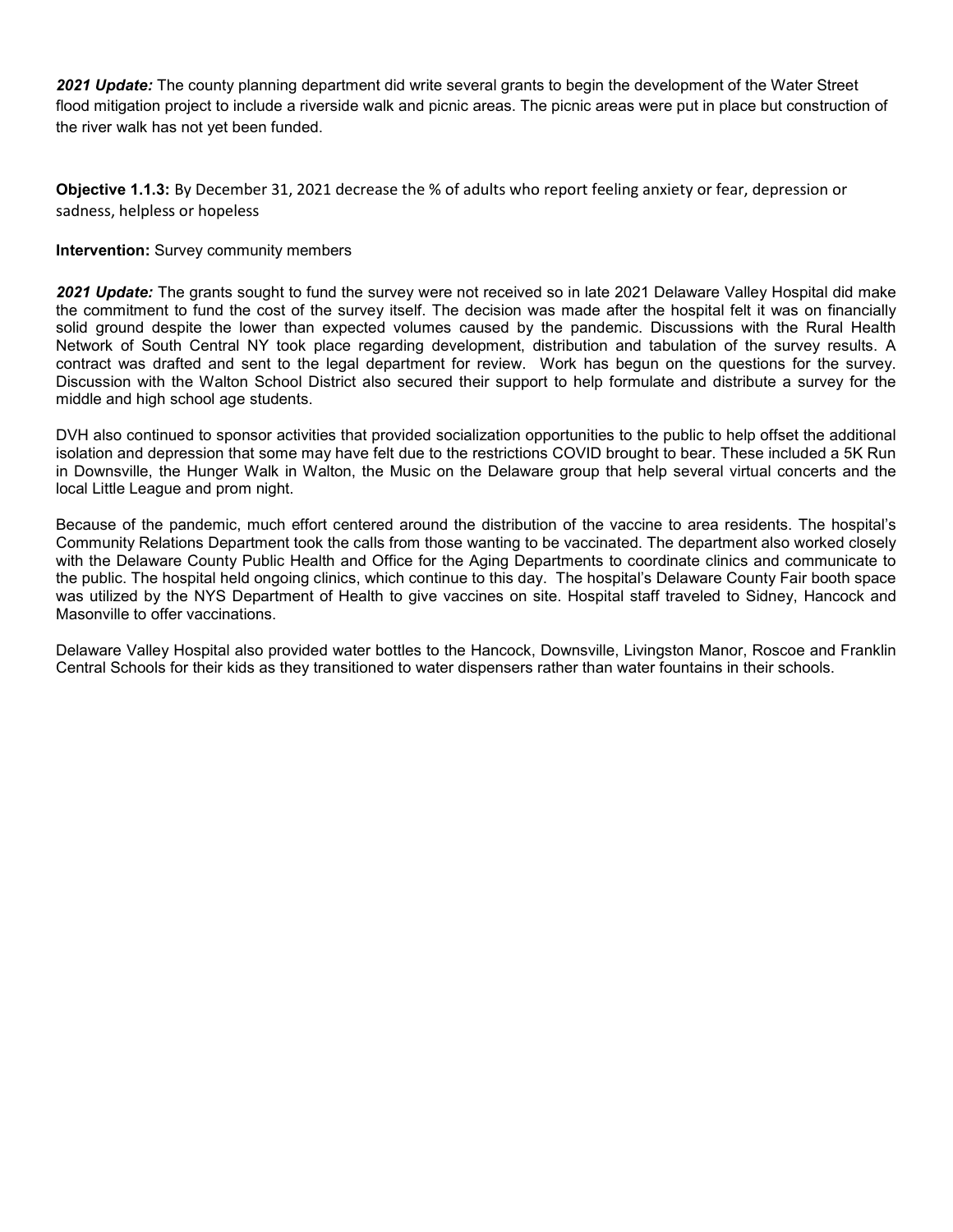***2021 Update:*** The county planning department did write several grants to begin the development of the Water Street flood mitigation project to include a riverside walk and picnic areas. The picnic areas were put in place but construction of the river walk has not yet been funded.

**Objective 1.1.3:** By December 31, 2021 decrease the % of adults who report feeling anxiety or fear, depression or sadness, helpless or hopeless

**Intervention:** Survey community members

***2021 Update:*** The grants sought to fund the survey were not received so in late 2021 Delaware Valley Hospital did make the commitment to fund the cost of the survey itself. The decision was made after the hospital felt it was on financially solid ground despite the lower than expected volumes caused by the pandemic. Discussions with the Rural Health Network of South Central NY took place regarding development, distribution and tabulation of the survey results. A contract was drafted and sent to the legal department for review. Work has begun on the questions for the survey. Discussion with the Walton School District also secured their support to help formulate and distribute a survey for the middle and high school age students.

DVH also continued to sponsor activities that provided socialization opportunities to the public to help offset the additional isolation and depression that some may have felt due to the restrictions COVID brought to bear. These included a 5K Run in Downsville, the Hunger Walk in Walton, the Music on the Delaware group that help several virtual concerts and the local Little League and prom night.

Because of the pandemic, much effort centered around the distribution of the vaccine to area residents. The hospital's Community Relations Department took the calls from those wanting to be vaccinated. The department also worked closely with the Delaware County Public Health and Office for the Aging Departments to coordinate clinics and communicate to the public. The hospital held ongoing clinics, which continue to this day. The hospital's Delaware County Fair booth space was utilized by the NYS Department of Health to give vaccines on site. Hospital staff traveled to Sidney, Hancock and Masonville to offer vaccinations.

Delaware Valley Hospital also provided water bottles to the Hancock, Downsville, Livingston Manor, Roscoe and Franklin Central Schools for their kids as they transitioned to water dispensers rather than water fountains in their schools.